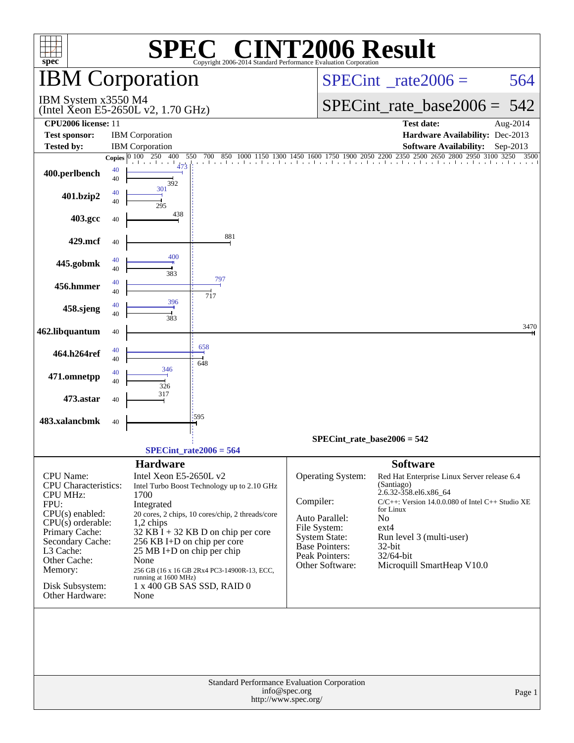# SPEC® CINT2006 Result

Copyright 2006-2014 Standard Performance Evaluation Corporation

## IBM Corporation

IBM System x3550 M4
(Intel Xeon E5-2650L v2, 1.70 GHz)

SPECint_rate2006 = 564

SPECint_rate_base2006 = 542

| | | | |
|---|---|---|---|
| **CPU2006 license:** | 11 | **Test date:** | Aug-2014 |
| **Test sponsor:** | IBM Corporation | **Hardware Availability:** | Dec-2013 |
| **Tested by:** | IBM Corporation | **Software Availability:** | Sep-2013 |

| Benchmark | Copies | Peak | Base |
|---|---|---|---|
| 400.perlbench | 40 | 473 | 392 |
| 401.bzip2 | 40 | 301 | 295 |
| 403.gcc | 40 | | 438 |
| 429.mcf | 40 | | 881 |
| 445.gobmk | 40 | 400 | 383 |
| 456.hmmer | 40 | 797 | 717 |
| 458.sjeng | 40 | 396 | 383 |
| 462.libquantum | 40 | | 3470 |
| 464.h264ref | 40 | 658 | 648 |
| 471.omnetpp | 40 | 346 | 326 |
| 473.astar | 40 | | 317 |
| 483.xalancbmk | 40 | | 595 |

SPECint_rate_base2006 = 542

SPECint_rate2006 = 564

### Hardware

| | |
|---|---|
| CPU Name: | Intel Xeon E5-2650L v2 |
| CPU Characteristics: | Intel Turbo Boost Technology up to 2.10 GHz |
| CPU MHz: | 1700 |
| FPU: | Integrated |
| CPU(s) enabled: | 20 cores, 2 chips, 10 cores/chip, 2 threads/core |
| CPU(s) orderable: | 1,2 chips |
| Primary Cache: | 32 KB I + 32 KB D on chip per core |
| Secondary Cache: | 256 KB I+D on chip per core |
| L3 Cache: | 25 MB I+D on chip per chip |
| Other Cache: | None |
| Memory: | 256 GB (16 x 16 GB 2Rx4 PC3-14900R-13, ECC, running at 1600 MHz) |
| Disk Subsystem: | 1 x 400 GB SAS SSD, RAID 0 |
| Other Hardware: | None |

### Software

| | |
|---|---|
| Operating System: | Red Hat Enterprise Linux Server release 6.4 (Santiago) 2.6.32-358.el6.x86_64 |
| Compiler: | C/C++: Version 14.0.0.080 of Intel C++ Studio XE for Linux |
| Auto Parallel: | No |
| File System: | ext4 |
| System State: | Run level 3 (multi-user) |
| Base Pointers: | 32-bit |
| Peak Pointers: | 32/64-bit |
| Other Software: | Microquill SmartHeap V10.0 |

Standard Performance Evaluation Corporation
info@spec.org
http://www.spec.org/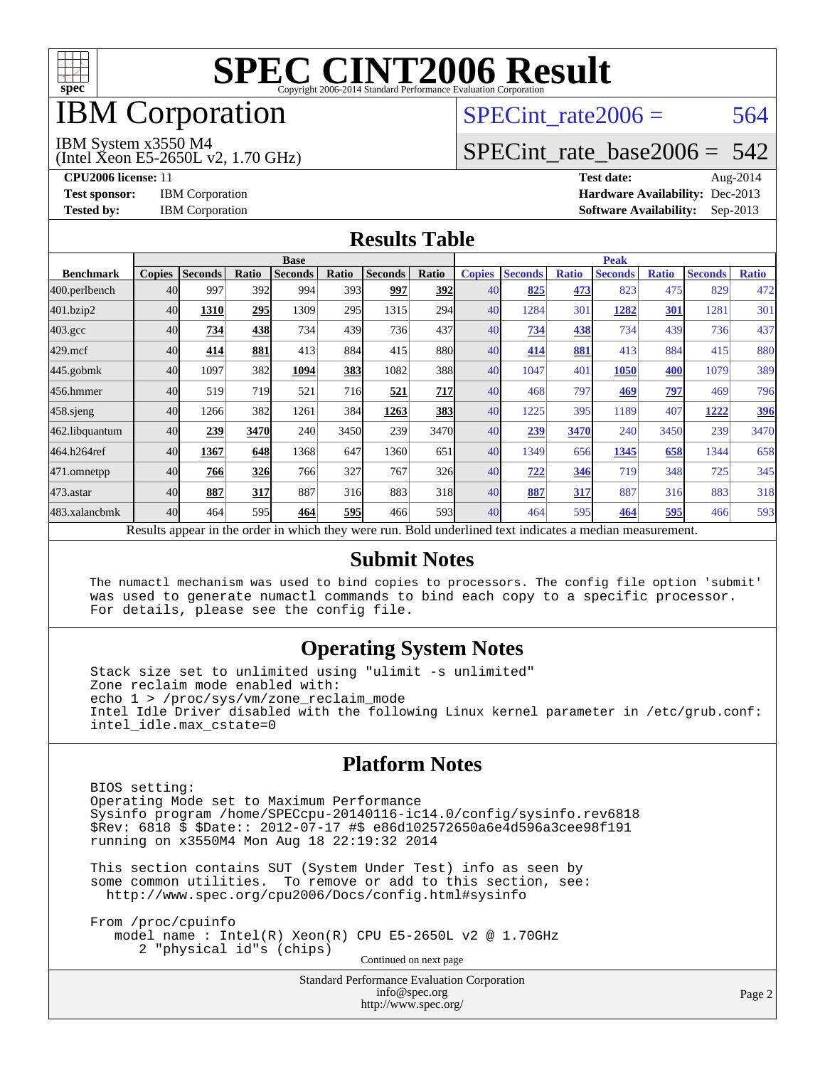# SPEC CINT2006 Result

Copyright 2006-2014 Standard Performance Evaluation Corporation

# IBM Corporation

IBM System x3550 M4
(Intel Xeon E5-2650L v2, 1.70 GHz)

SPECint_rate2006 = 564

SPECint_rate_base2006 = 542

**CPU2006 license:** 11
**Test sponsor:** IBM Corporation
**Tested by:** IBM Corporation

**Test date:** Aug-2014
**Hardware Availability:** Dec-2013
**Software Availability:** Sep-2013

## Results Table

| Benchmark | Base | | | | | | | Peak | | | | | | |
|---|---|---|---|---|---|---|---|---|---|---|---|---|---|---|
| | Copies | Seconds | Ratio | Seconds | Ratio | Seconds | Ratio | Copies | Seconds | Ratio | Seconds | Ratio | Seconds | Ratio |
| 400.perlbench | 40 | 997 | 392 | 994 | 393 | **997** | **392** | 40 | **825** | **473** | 823 | 475 | 829 | 472 |
| 401.bzip2 | 40 | **1310** | **295** | 1309 | 295 | 1315 | 294 | 40 | 1284 | 301 | **1282** | **301** | 1281 | 301 |
| 403.gcc | 40 | **734** | **438** | 734 | 439 | 736 | 437 | 40 | **734** | **438** | 734 | 439 | 736 | 437 |
| 429.mcf | 40 | **414** | **881** | 413 | 884 | 415 | 880 | 40 | **414** | **881** | 413 | 884 | 415 | 880 |
| 445.gobmk | 40 | 1097 | 382 | **1094** | **383** | 1082 | 388 | 40 | 1047 | 401 | **1050** | **400** | 1079 | 389 |
| 456.hmmer | 40 | 519 | 719 | 521 | 716 | **521** | **717** | 40 | 468 | 797 | **469** | **797** | 469 | 796 |
| 458.sjeng | 40 | 1266 | 382 | 1261 | 384 | **1263** | **383** | 40 | 1225 | 395 | 1189 | 407 | **1222** | **396** |
| 462.libquantum | 40 | **239** | **3470** | 240 | 3450 | 239 | 3470 | 40 | **239** | **3470** | 240 | 3450 | 239 | 3470 |
| 464.h264ref | 40 | **1367** | **648** | 1368 | 647 | 1360 | 651 | 40 | 1349 | 656 | **1345** | **658** | 1344 | 658 |
| 471.omnetpp | 40 | **766** | **326** | 766 | 327 | 767 | 326 | 40 | **722** | **346** | 719 | 348 | 725 | 345 |
| 473.astar | 40 | **887** | **317** | 887 | 316 | 883 | 318 | 40 | **887** | **317** | 887 | 316 | 883 | 318 |
| 483.xalancbmk | 40 | 464 | 595 | **464** | **595** | 466 | 593 | 40 | 464 | 595 | **464** | **595** | 466 | 593 |

Results appear in the order in which they were run. Bold underlined text indicates a median measurement.

## Submit Notes

```
The numactl mechanism was used to bind copies to processors. The config file option 'submit'
was used to generate numactl commands to bind each copy to a specific processor.
For details, please see the config file.
```

## Operating System Notes

```
Stack size set to unlimited using "ulimit -s unlimited"
Zone reclaim mode enabled with:
echo 1 > /proc/sys/vm/zone_reclaim_mode
Intel Idle Driver disabled with the following Linux kernel parameter in /etc/grub.conf:
intel_idle.max_cstate=0
```

## Platform Notes

```
BIOS setting:
Operating Mode set to Maximum Performance
Sysinfo program /home/SPECcpu-20140116-ic14.0/config/sysinfo.rev6818
$Rev: 6818 $ $Date:: 2012-07-17 #$ e86d102572650a6e4d596a3cee98f191
running on x3550M4 Mon Aug 18 22:19:32 2014

This section contains SUT (System Under Test) info as seen by
some common utilities.  To remove or add to this section, see:
  http://www.spec.org/cpu2006/Docs/config.html#sysinfo

From /proc/cpuinfo
   model name : Intel(R) Xeon(R) CPU E5-2650L v2 @ 1.70GHz
      2 "physical id"s (chips)
```

Continued on next page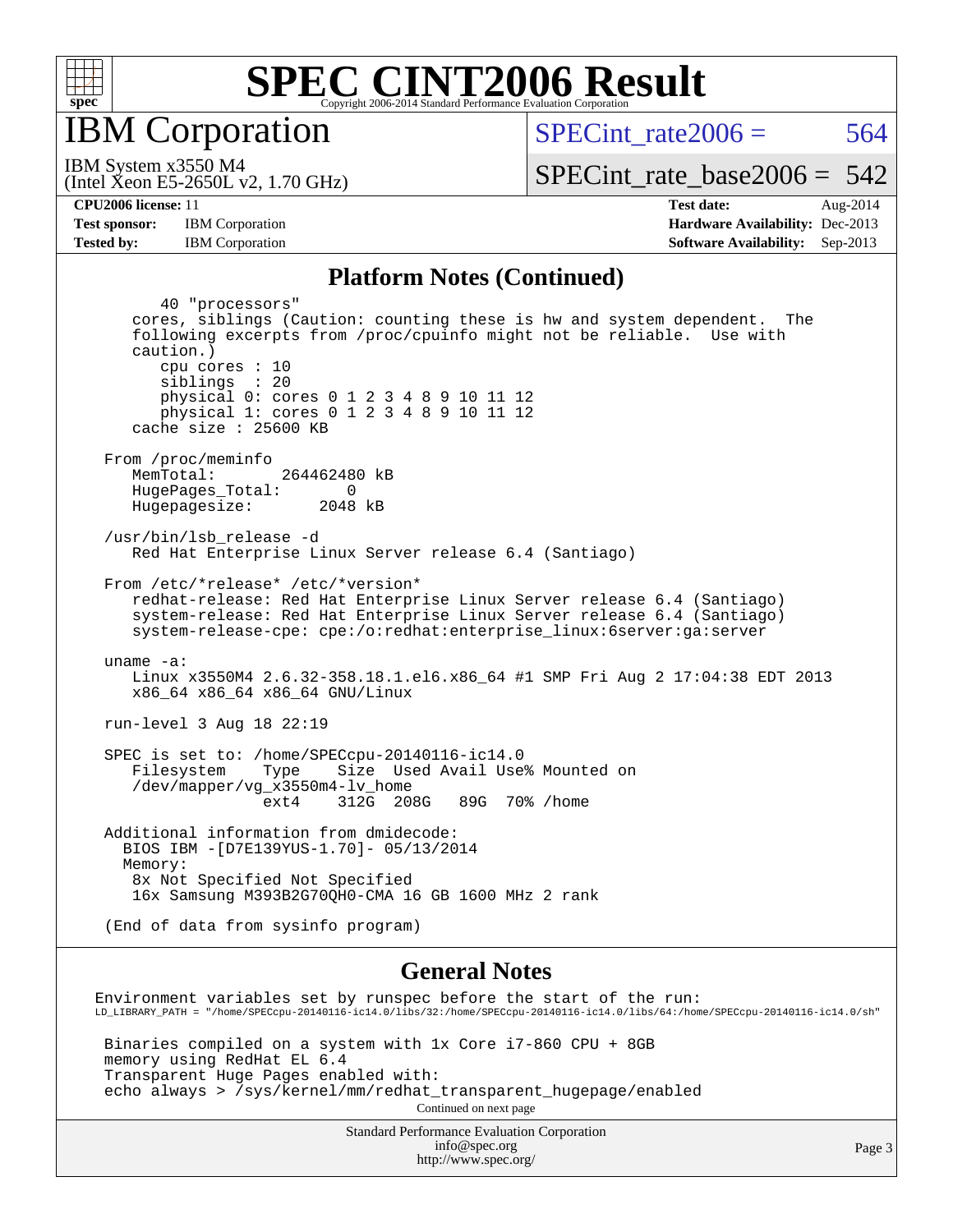# SPEC CINT2006 Result

Copyright 2006-2014 Standard Performance Evaluation Corporation

## IBM Corporation

IBM System x3550 M4
(Intel Xeon E5-2650L v2, 1.70 GHz)

SPECint_rate2006 = 564

SPECint_rate_base2006 = 542

| | | | |
|---|---|---|---|
| **CPU2006 license:** | 11 | **Test date:** | Aug-2014 |
| **Test sponsor:** | IBM Corporation | **Hardware Availability:** | Dec-2013 |
| **Tested by:** | IBM Corporation | **Software Availability:** | Sep-2013 |

### Platform Notes (Continued)

```
        40 "processors"
     cores, siblings (Caution: counting these is hw and system dependent.  The
     following excerpts from /proc/cpuinfo might not be reliable.  Use with
     caution.)
        cpu cores : 10
        siblings  : 20
        physical 0: cores 0 1 2 3 4 8 9 10 11 12
        physical 1: cores 0 1 2 3 4 8 9 10 11 12
     cache size : 25600 KB

  From /proc/meminfo
     MemTotal:       264462480 kB
     HugePages_Total:       0
     Hugepagesize:       2048 kB

  /usr/bin/lsb_release -d
     Red Hat Enterprise Linux Server release 6.4 (Santiago)

  From /etc/*release* /etc/*version*
     redhat-release: Red Hat Enterprise Linux Server release 6.4 (Santiago)
     system-release: Red Hat Enterprise Linux Server release 6.4 (Santiago)
     system-release-cpe: cpe:/o:redhat:enterprise_linux:6server:ga:server

  uname -a:
     Linux x3550M4 2.6.32-358.18.1.el6.x86_64 #1 SMP Fri Aug 2 17:04:38 EDT 2013
     x86_64 x86_64 x86_64 GNU/Linux

  run-level 3 Aug 18 22:19

  SPEC is set to: /home/SPECcpu-20140116-ic14.0
     Filesystem    Type    Size  Used Avail Use% Mounted on
     /dev/mapper/vg_x3550m4-lv_home
                   ext4    312G  208G   89G  70% /home

  Additional information from dmidecode:
    BIOS IBM -[D7E139YUS-1.70]- 05/13/2014
    Memory:
     8x Not Specified Not Specified
     16x Samsung M393B2G70QH0-CMA 16 GB 1600 MHz 2 rank

  (End of data from sysinfo program)
```

### General Notes

```
Environment variables set by runspec before the start of the run:
LD_LIBRARY_PATH = "/home/SPECcpu-20140116-ic14.0/libs/32:/home/SPECcpu-20140116-ic14.0/libs/64:/home/SPECcpu-20140116-ic14.0/sh"

 Binaries compiled on a system with 1x Core i7-860 CPU + 8GB
 memory using RedHat EL 6.4
 Transparent Huge Pages enabled with:
 echo always > /sys/kernel/mm/redhat_transparent_hugepage/enabled
```

Continued on next page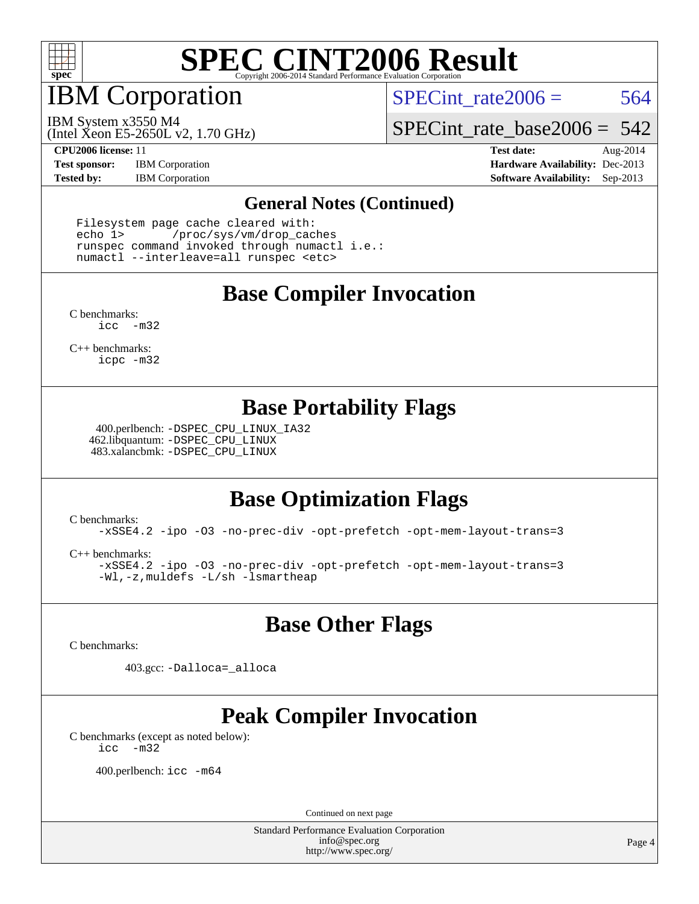# SPEC CINT2006 Result

Copyright 2006-2014 Standard Performance Evaluation Corporation

## IBM Corporation

IBM System x3550 M4
(Intel Xeon E5-2650L v2, 1.70 GHz)

SPECint_rate2006 = 564

SPECint_rate_base2006 = 542

**CPU2006 license:** 11
**Test sponsor:** IBM Corporation
**Tested by:** IBM Corporation

**Test date:** Aug-2014
**Hardware Availability:** Dec-2013
**Software Availability:** Sep-2013

## General Notes (Continued)

```
Filesystem page cache cleared with:
echo 1>       /proc/sys/vm/drop_caches
runspec command invoked through numactl i.e.:
numactl --interleave=all runspec <etc>
```

## Base Compiler Invocation

C benchmarks:
`icc   -m32`

C++ benchmarks:
`icpc -m32`

## Base Portability Flags

400.perlbench: `-DSPEC_CPU_LINUX_IA32`
462.libquantum: `-DSPEC_CPU_LINUX`
483.xalancbmk: `-DSPEC_CPU_LINUX`

## Base Optimization Flags

C benchmarks:
`-xSSE4.2 -ipo -O3 -no-prec-div -opt-prefetch -opt-mem-layout-trans=3`

C++ benchmarks:
`-xSSE4.2 -ipo -O3 -no-prec-div -opt-prefetch -opt-mem-layout-trans=3 -Wl,-z,muldefs -L/sh -lsmartheap`

## Base Other Flags

C benchmarks:

403.gcc: `-Dalloca=_alloca`

## Peak Compiler Invocation

C benchmarks (except as noted below):
`icc   -m32`

400.perlbench: `icc -m64`

Continued on next page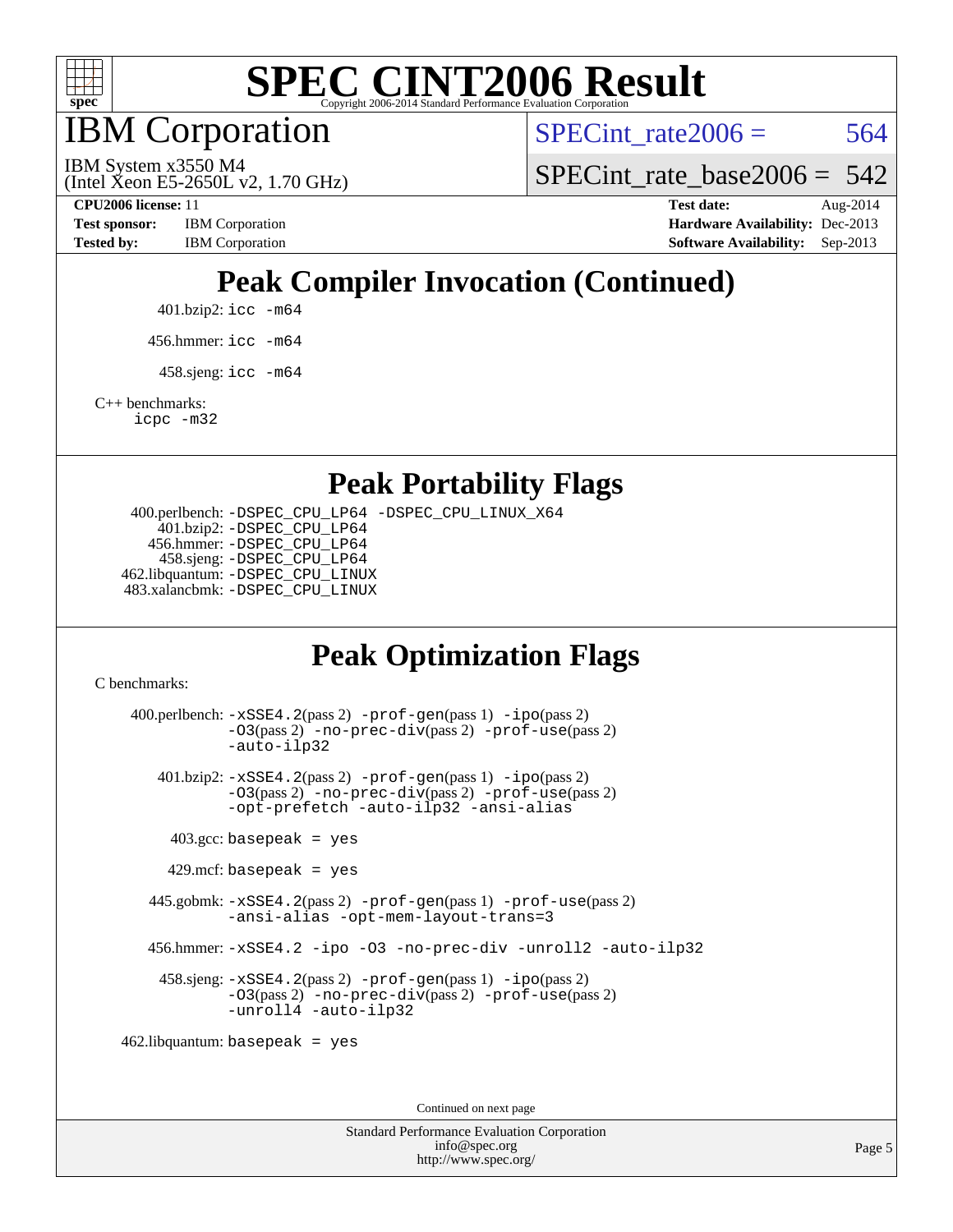# IBM Corporation

IBM System x3550 M4
(Intel Xeon E5-2650L v2, 1.70 GHz)

SPECint_rate2006 = 564

SPECint_rate_base2006 = 542

**CPU2006 license:** 11
**Test sponsor:** IBM Corporation
**Tested by:** IBM Corporation

**Test date:** Aug-2014
**Hardware Availability:** Dec-2013
**Software Availability:** Sep-2013

## Peak Compiler Invocation (Continued)

401.bzip2: `icc -m64`

456.hmmer: `icc -m64`

458.sjeng: `icc -m64`

C++ benchmarks:
`icpc -m32`

## Peak Portability Flags

400.perlbench: `-DSPEC_CPU_LP64 -DSPEC_CPU_LINUX_X64`
401.bzip2: `-DSPEC_CPU_LP64`
456.hmmer: `-DSPEC_CPU_LP64`
458.sjeng: `-DSPEC_CPU_LP64`
462.libquantum: `-DSPEC_CPU_LINUX`
483.xalancbmk: `-DSPEC_CPU_LINUX`

## Peak Optimization Flags

C benchmarks:

400.perlbench: `-xSSE4.2`(pass 2) `-prof-gen`(pass 1) `-ipo`(pass 2) `-O3`(pass 2) `-no-prec-div`(pass 2) `-prof-use`(pass 2) `-auto-ilp32`

401.bzip2: `-xSSE4.2`(pass 2) `-prof-gen`(pass 1) `-ipo`(pass 2) `-O3`(pass 2) `-no-prec-div`(pass 2) `-prof-use`(pass 2) `-opt-prefetch -auto-ilp32 -ansi-alias`

403.gcc: `basepeak = yes`

429.mcf: `basepeak = yes`

445.gobmk: `-xSSE4.2`(pass 2) `-prof-gen`(pass 1) `-prof-use`(pass 2) `-ansi-alias -opt-mem-layout-trans=3`

456.hmmer: `-xSSE4.2 -ipo -O3 -no-prec-div -unroll2 -auto-ilp32`

458.sjeng: `-xSSE4.2`(pass 2) `-prof-gen`(pass 1) `-ipo`(pass 2) `-O3`(pass 2) `-no-prec-div`(pass 2) `-prof-use`(pass 2) `-unroll4 -auto-ilp32`

462.libquantum: `basepeak = yes`

Continued on next page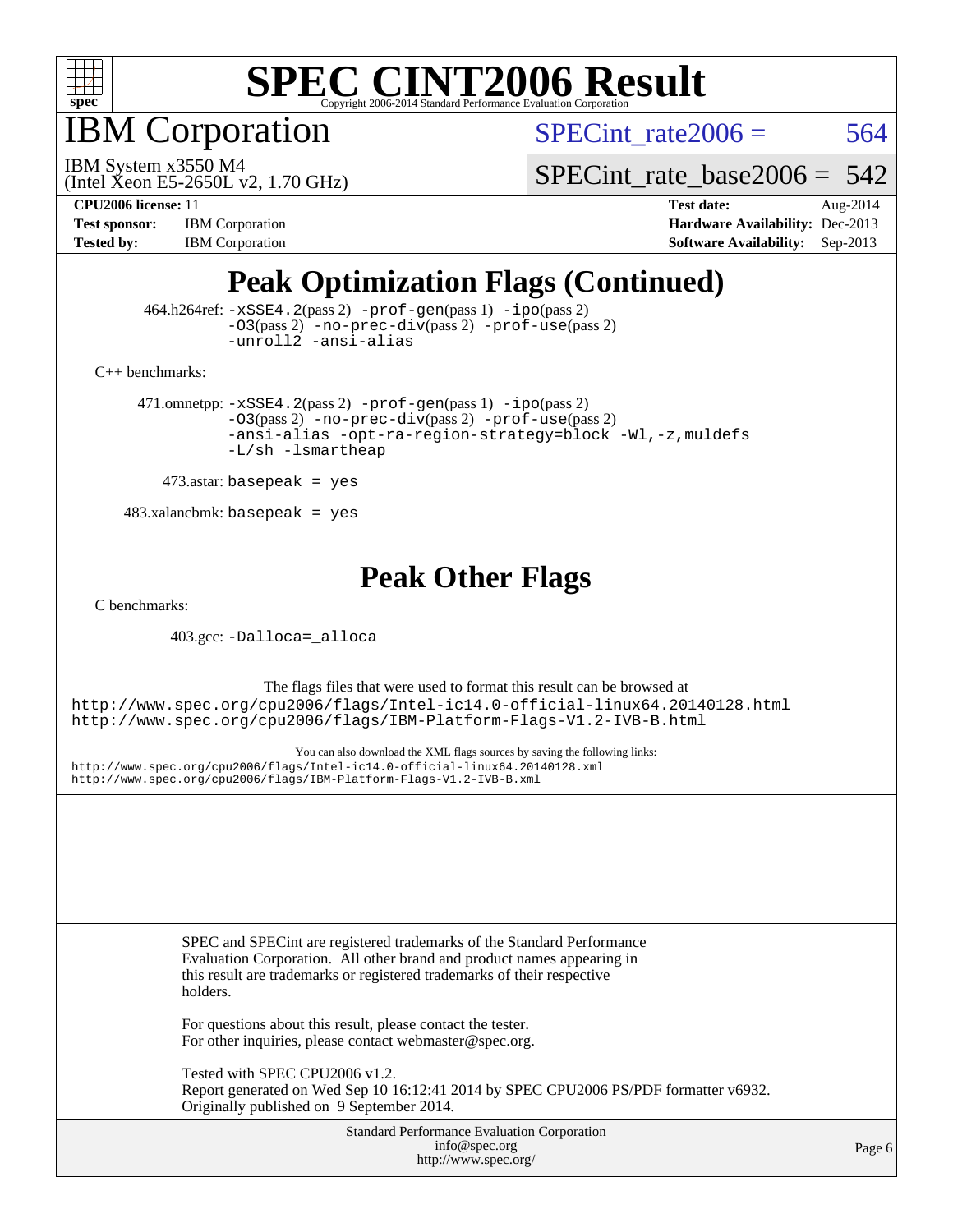# Peak Optimization Flags (Continued)

464.h264ref: `-xSSE4.2`(pass 2) `-prof-gen`(pass 1) `-ipo`(pass 2) `-O3`(pass 2) `-no-prec-div`(pass 2) `-prof-use`(pass 2) `-unroll2` `-ansi-alias`

C++ benchmarks:

471.omnetpp: `-xSSE4.2`(pass 2) `-prof-gen`(pass 1) `-ipo`(pass 2) `-O3`(pass 2) `-no-prec-div`(pass 2) `-prof-use`(pass 2) `-ansi-alias` `-opt-ra-region-strategy=block` `-Wl,-z,muldefs` `-L/sh` `-lsmartheap`

473.astar: `basepeak = yes`

483.xalancbmk: `basepeak = yes`

# Peak Other Flags

C benchmarks:

403.gcc: `-Dalloca=_alloca`

The flags files that were used to format this result can be browsed at
http://www.spec.org/cpu2006/flags/Intel-ic14.0-official-linux64.20140128.html
http://www.spec.org/cpu2006/flags/IBM-Platform-Flags-V1.2-IVB-B.html

You can also download the XML flags sources by saving the following links:
http://www.spec.org/cpu2006/flags/Intel-ic14.0-official-linux64.20140128.xml
http://www.spec.org/cpu2006/flags/IBM-Platform-Flags-V1.2-IVB-B.xml

SPEC and SPECint are registered trademarks of the Standard Performance Evaluation Corporation. All other brand and product names appearing in this result are trademarks or registered trademarks of their respective holders.

For questions about this result, please contact the tester.
For other inquiries, please contact webmaster@spec.org.

Tested with SPEC CPU2006 v1.2.
Report generated on Wed Sep 10 16:12:41 2014 by SPEC CPU2006 PS/PDF formatter v6932.
Originally published on 9 September 2014.